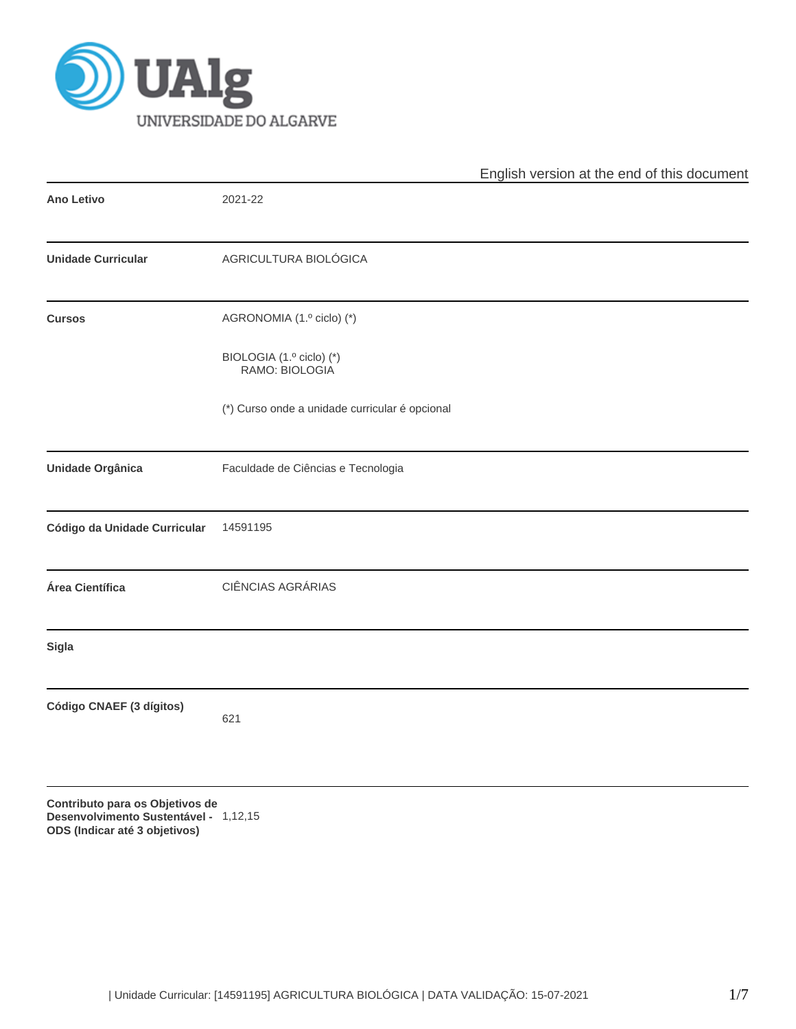English version at the end of this document

| | |
|---|---|
| **Ano Letivo** | 2021-22 |
| **Unidade Curricular** | AGRICULTURA BIOLÓGICA |
| **Cursos** | AGRONOMIA (1.º ciclo) (*)<br><br>BIOLOGIA (1.º ciclo) (*)<br>RAMO: BIOLOGIA<br><br>(*) Curso onde a unidade curricular é opcional |
| **Unidade Orgânica** | Faculdade de Ciências e Tecnologia |
| **Código da Unidade Curricular** | 14591195 |
| **Área Científica** | CIÊNCIAS AGRÁRIAS |
| **Sigla** | |
| **Código CNAEF (3 dígitos)** | 621 |
| **Contributo para os Objetivos de Desenvolvimento Sustentável - ODS (Indicar até 3 objetivos)** | 1,12,15 |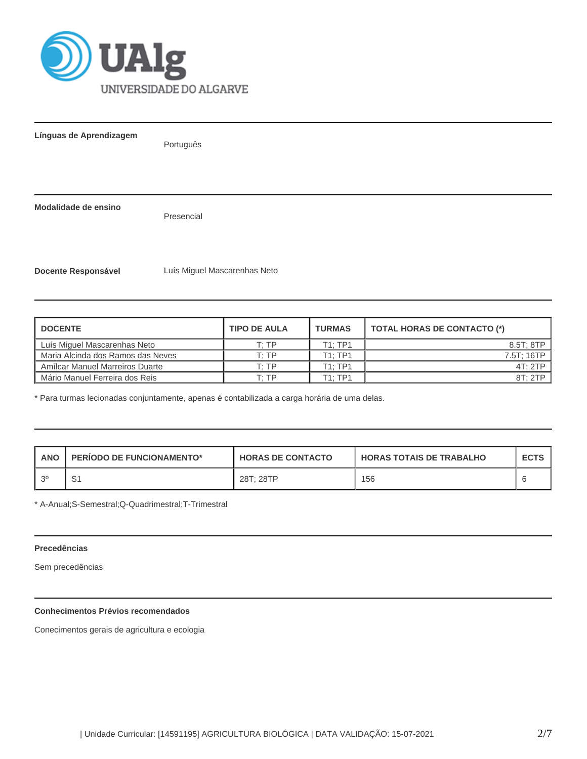**Línguas de Aprendizagem**

Português

**Modalidade de ensino**

Presencial

**Docente Responsável**

Luís Miguel Mascarenhas Neto

| DOCENTE | TIPO DE AULA | TURMAS | TOTAL HORAS DE CONTACTO (*) |
|---|---|---|---|
| Luís Miguel Mascarenhas Neto | T; TP | T1; TP1 | 8.5T; 8TP |
| Maria Alcinda dos Ramos das Neves | T; TP | T1; TP1 | 7.5T; 16TP |
| Amílcar Manuel Marreiros Duarte | T; TP | T1; TP1 | 4T; 2TP |
| Mário Manuel Ferreira dos Reis | T; TP | T1; TP1 | 8T; 2TP |

* Para turmas lecionadas conjuntamente, apenas é contabilizada a carga horária de uma delas.

| ANO | PERÍODO DE FUNCIONAMENTO* | HORAS DE CONTACTO | HORAS TOTAIS DE TRABALHO | ECTS |
|---|---|---|---|---|
| 3º | S1 | 28T; 28TP | 156 | 6 |

* A-Anual;S-Semestral;Q-Quadrimestral;T-Trimestral

**Precedências**

Sem precedências

**Conhecimentos Prévios recomendados**

Conecimentos gerais de agricultura e ecologia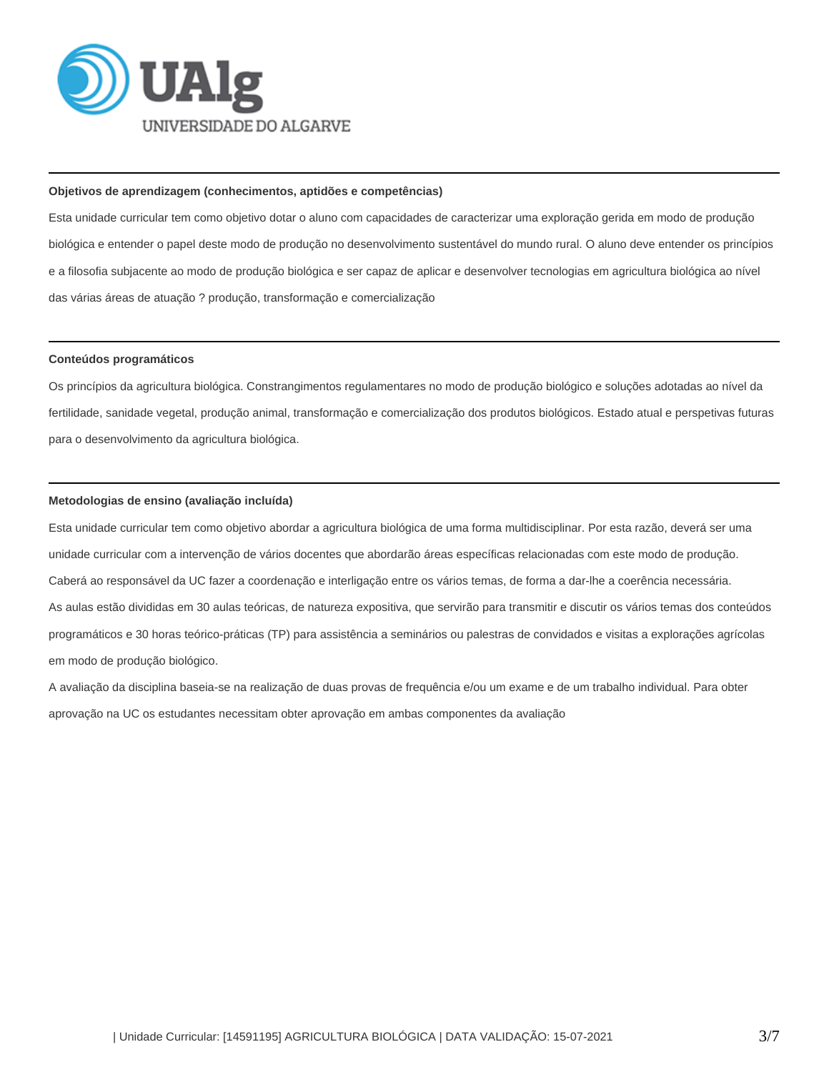### Objetivos de aprendizagem (conhecimentos, aptidões e competências)

Esta unidade curricular tem como objetivo dotar o aluno com capacidades de caracterizar uma exploração gerida em modo de produção biológica e entender o papel deste modo de produção no desenvolvimento sustentável do mundo rural. O aluno deve entender os princípios e a filosofia subjacente ao modo de produção biológica e ser capaz de aplicar e desenvolver tecnologias em agricultura biológica ao nível das várias áreas de atuação ? produção, transformação e comercialização

### Conteúdos programáticos

Os princípios da agricultura biológica. Constrangimentos regulamentares no modo de produção biológico e soluções adotadas ao nível da fertilidade, sanidade vegetal, produção animal, transformação e comercialização dos produtos biológicos. Estado atual e perspetivas futuras para o desenvolvimento da agricultura biológica.

### Metodologias de ensino (avaliação incluída)

Esta unidade curricular tem como objetivo abordar a agricultura biológica de uma forma multidisciplinar. Por esta razão, deverá ser uma unidade curricular com a intervenção de vários docentes que abordarão áreas específicas relacionadas com este modo de produção. Caberá ao responsável da UC fazer a coordenação e interligação entre os vários temas, de forma a dar-lhe a coerência necessária.

As aulas estão divididas em 30 aulas teóricas, de natureza expositiva, que servirão para transmitir e discutir os vários temas dos conteúdos programáticos e 30 horas teórico-práticas (TP) para assistência a seminários ou palestras de convidados e visitas a explorações agrícolas em modo de produção biológico.

A avaliação da disciplina baseia-se na realização de duas provas de frequência e/ou um exame e de um trabalho individual. Para obter aprovação na UC os estudantes necessitam obter aprovação em ambas componentes da avaliação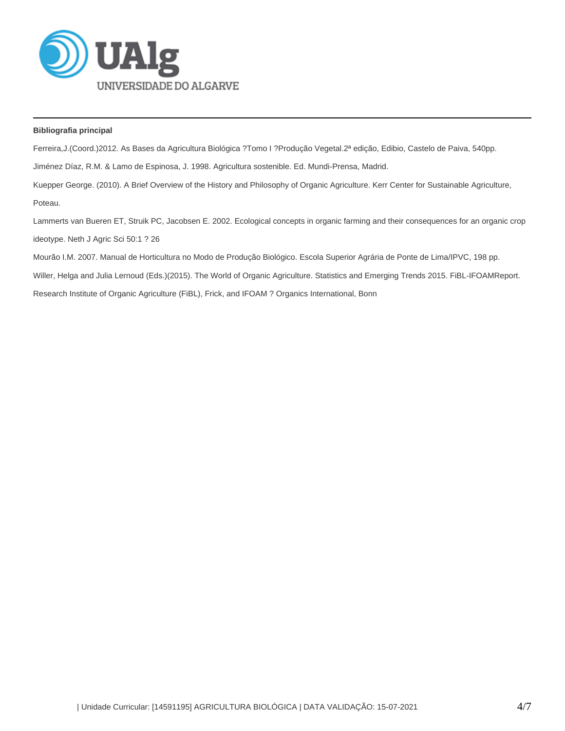**Bibliografia principal**

Ferreira,J.(Coord.)2012. As Bases da Agricultura Biológica ?Tomo I ?Produção Vegetal.2ª edição, Edibio, Castelo de Paiva, 540pp.

Jiménez Díaz, R.M. & Lamo de Espinosa, J. 1998. Agricultura sostenible. Ed. Mundi-Prensa, Madrid.

Kuepper George. (2010). A Brief Overview of the History and Philosophy of Organic Agriculture. Kerr Center for Sustainable Agriculture, Poteau.

Lammerts van Bueren ET, Struik PC, Jacobsen E. 2002. Ecological concepts in organic farming and their consequences for an organic crop ideotype. Neth J Agric Sci 50:1 ? 26

Mourão I.M. 2007. Manual de Horticultura no Modo de Produção Biológico. Escola Superior Agrária de Ponte de Lima/IPVC, 198 pp.

Willer, Helga and Julia Lernoud (Eds.)(2015). The World of Organic Agriculture. Statistics and Emerging Trends 2015. FiBL-IFOAMReport. Research Institute of Organic Agriculture (FiBL), Frick, and IFOAM ? Organics International, Bonn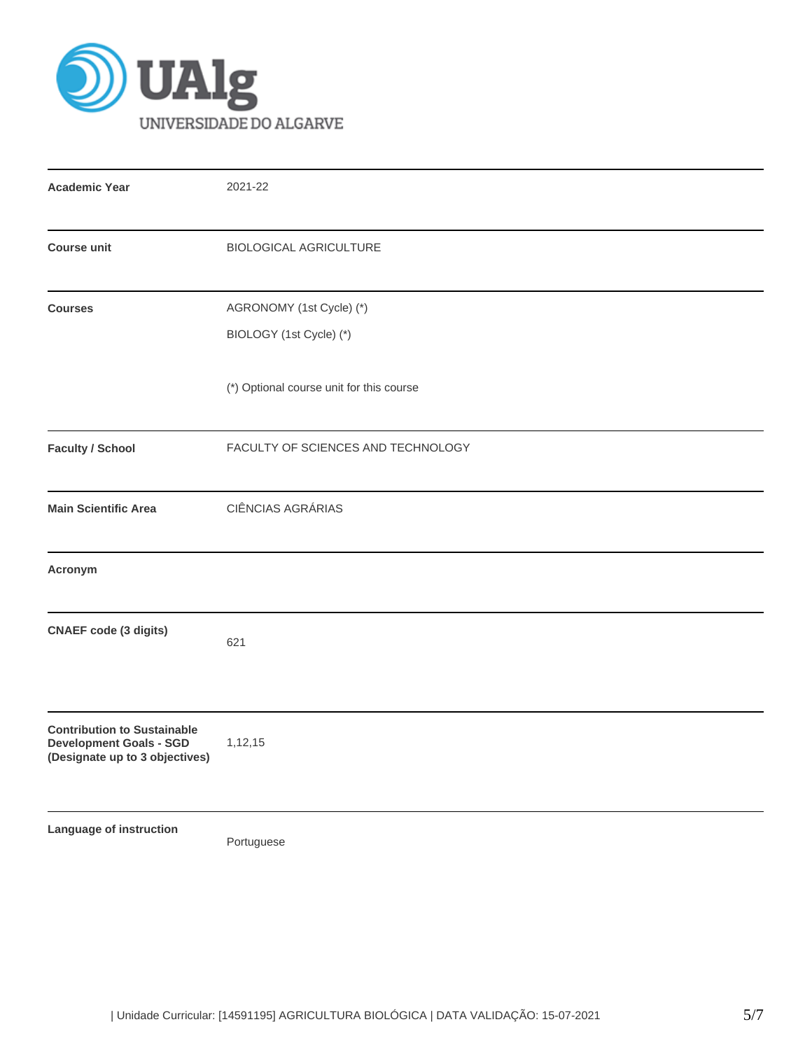| | |
|---|---|
| **Academic Year** | 2021-22 |
| **Course unit** | BIOLOGICAL AGRICULTURE |
| **Courses** | AGRONOMY (1st Cycle) (*)<br>BIOLOGY (1st Cycle) (*)<br><br>(*) Optional course unit for this course |
| **Faculty / School** | FACULTY OF SCIENCES AND TECHNOLOGY |
| **Main Scientific Area** | CIÊNCIAS AGRÁRIAS |
| **Acronym** | |
| **CNAEF code (3 digits)** | 621 |
| **Contribution to Sustainable Development Goals - SGD (Designate up to 3 objectives)** | 1,12,15 |
| **Language of instruction** | Portuguese |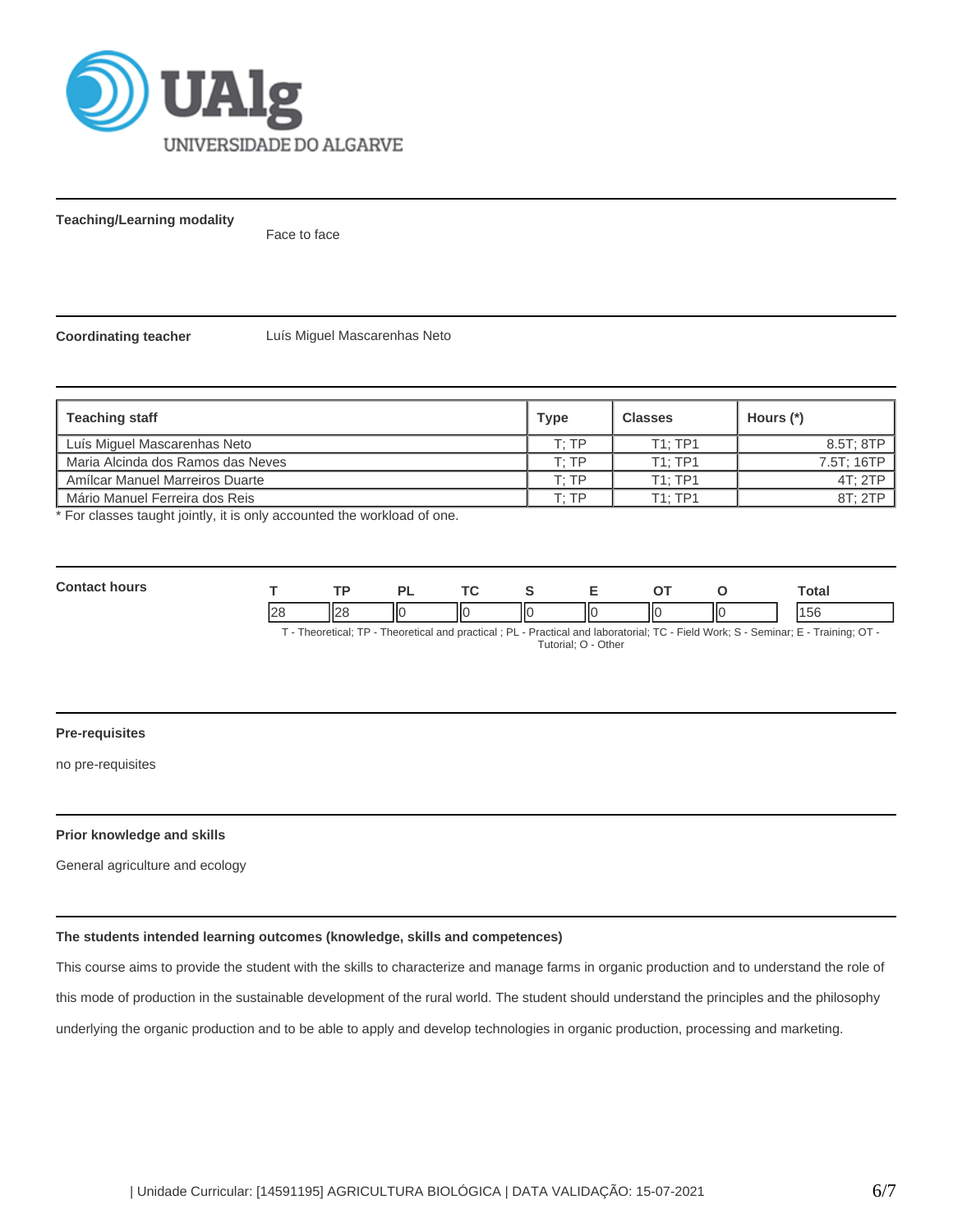**Teaching/Learning modality**

Face to face

**Coordinating teacher**

Luís Miguel Mascarenhas Neto

| Teaching staff | Type | Classes | Hours (*) |
|---|---|---|---|
| Luís Miguel Mascarenhas Neto | T; TP | T1; TP1 | 8.5T; 8TP |
| Maria Alcinda dos Ramos das Neves | T; TP | T1; TP1 | 7.5T; 16TP |
| Amílcar Manuel Marreiros Duarte | T; TP | T1; TP1 | 4T; 2TP |
| Mário Manuel Ferreira dos Reis | T; TP | T1; TP1 | 8T; 2TP |

* For classes taught jointly, it is only accounted the workload of one.

**Contact hours**

| T | TP | PL | TC | S | E | OT | O | Total |
|---|---|---|---|---|---|---|---|---|
| 28 | 28 | 0 | 0 | 0 | 0 | 0 | 0 | 156 |

T - Theoretical; TP - Theoretical and practical ; PL - Practical and laboratorial; TC - Field Work; S - Seminar; E - Training; OT - Tutorial; O - Other

**Pre-requisites**

no pre-requisites

**Prior knowledge and skills**

General agriculture and ecology

**The students intended learning outcomes (knowledge, skills and competences)**

This course aims to provide the student with the skills to characterize and manage farms in organic production and to understand the role of this mode of production in the sustainable development of the rural world. The student should understand the principles and the philosophy underlying the organic production and to be able to apply and develop technologies in organic production, processing and marketing.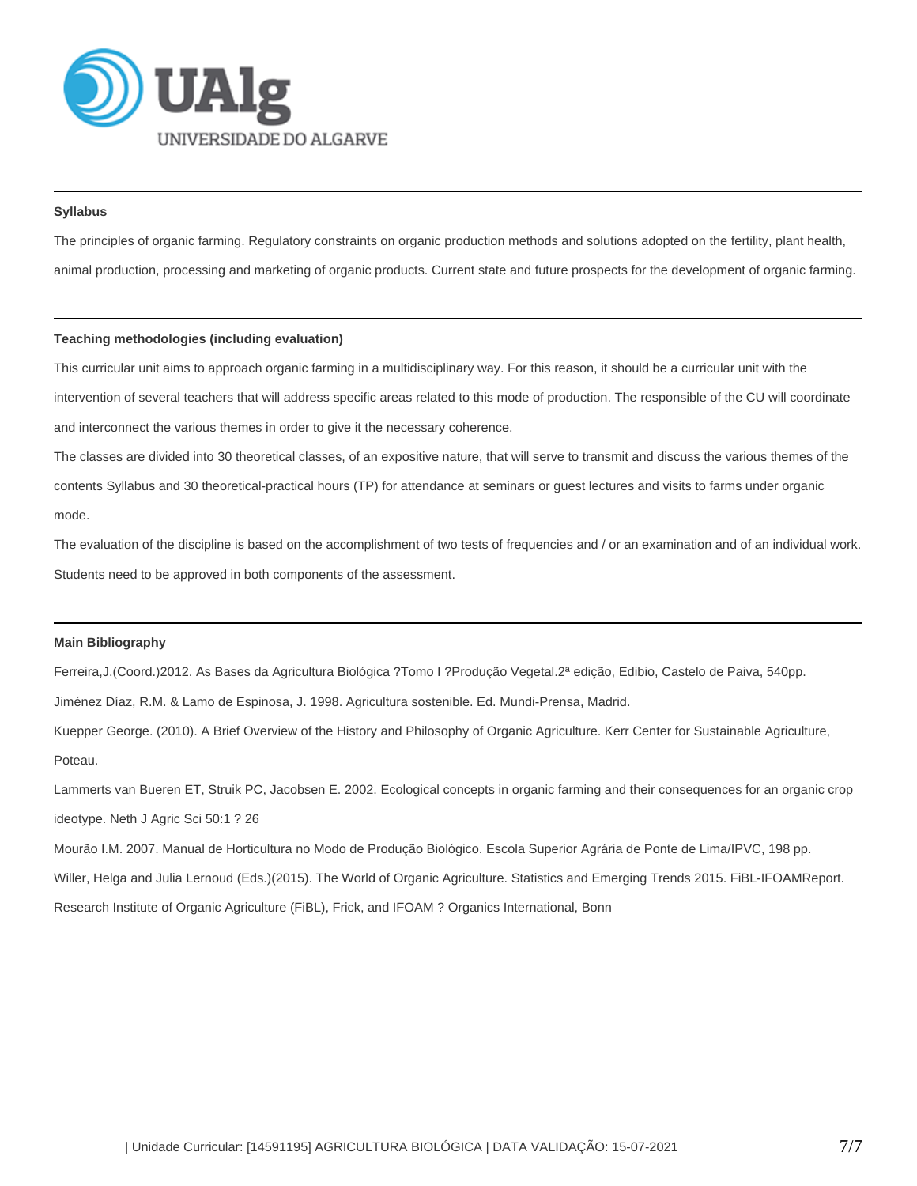## Syllabus

The principles of organic farming. Regulatory constraints on organic production methods and solutions adopted on the fertility, plant health, animal production, processing and marketing of organic products. Current state and future prospects for the development of organic farming.

## Teaching methodologies (including evaluation)

This curricular unit aims to approach organic farming in a multidisciplinary way. For this reason, it should be a curricular unit with the intervention of several teachers that will address specific areas related to this mode of production. The responsible of the CU will coordinate and interconnect the various themes in order to give it the necessary coherence.

The classes are divided into 30 theoretical classes, of an expositive nature, that will serve to transmit and discuss the various themes of the contents Syllabus and 30 theoretical-practical hours (TP) for attendance at seminars or guest lectures and visits to farms under organic mode.

The evaluation of the discipline is based on the accomplishment of two tests of frequencies and / or an examination and of an individual work. Students need to be approved in both components of the assessment.

## Main Bibliography

Ferreira,J.(Coord.)2012. As Bases da Agricultura Biológica ?Tomo I ?Produção Vegetal.2ª edição, Edibio, Castelo de Paiva, 540pp.

Jiménez Díaz, R.M. & Lamo de Espinosa, J. 1998. Agricultura sostenible. Ed. Mundi-Prensa, Madrid.

Kuepper George. (2010). A Brief Overview of the History and Philosophy of Organic Agriculture. Kerr Center for Sustainable Agriculture, Poteau.

Lammerts van Bueren ET, Struik PC, Jacobsen E. 2002. Ecological concepts in organic farming and their consequences for an organic crop ideotype. Neth J Agric Sci 50:1 ? 26

Mourão I.M. 2007. Manual de Horticultura no Modo de Produção Biológico. Escola Superior Agrária de Ponte de Lima/IPVC, 198 pp.

Willer, Helga and Julia Lernoud (Eds.)(2015). The World of Organic Agriculture. Statistics and Emerging Trends 2015. FiBL-IFOAMReport. Research Institute of Organic Agriculture (FiBL), Frick, and IFOAM ? Organics International, Bonn